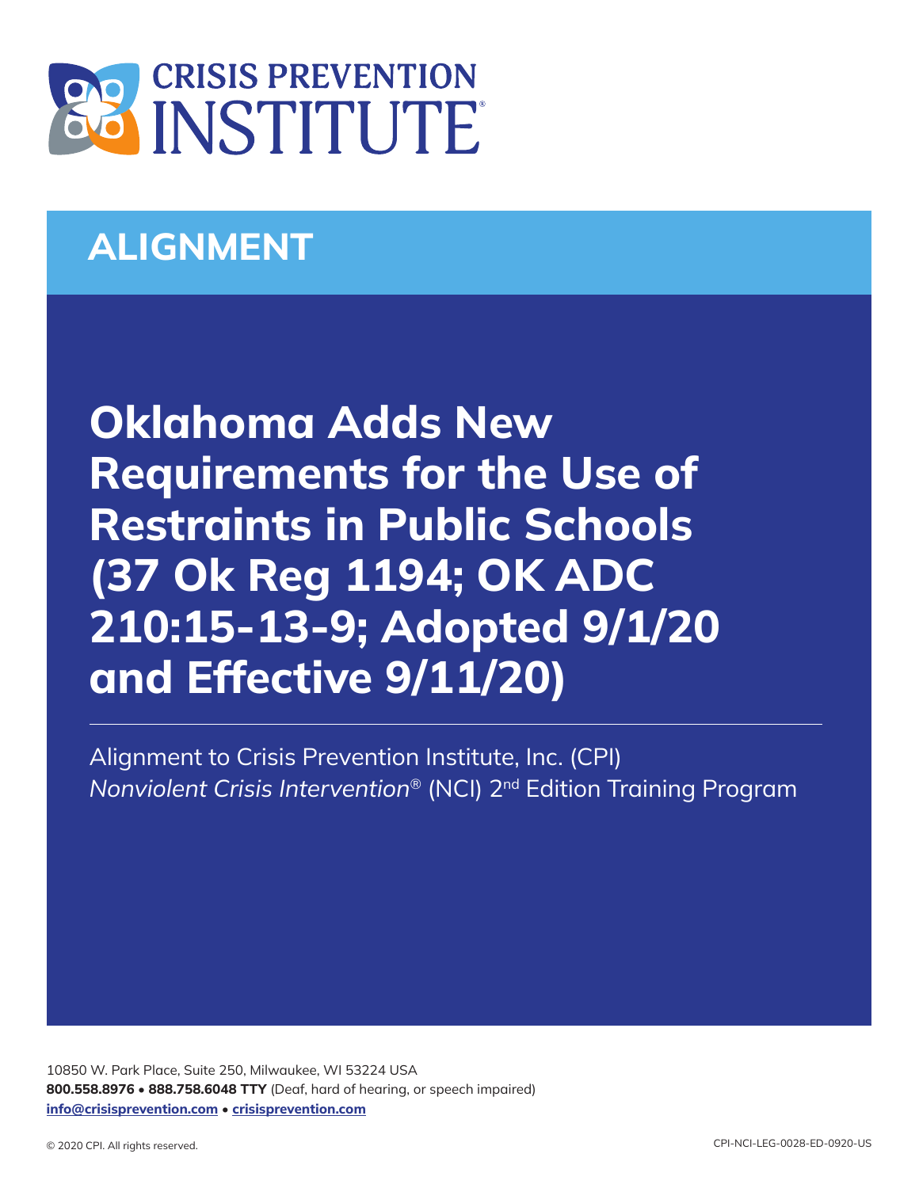# CRISIS PREVENTION INSTITUTE

## ALIGNMENT

# Oklahoma Adds New Requirements for the Use of Restraints in Public Schools (37 Ok Reg 1194; OK ADC 210:15-13-9; Adopted 9/1/20 and Effective 9/11/20)

Alignment to Crisis Prevention Institute, Inc. (CPI) *Nonviolent Crisis Intervention*® (NCI) 2nd Edition Training Program

10850 W. Park Place, Suite 250, Milwaukee, WI 53224 USA
**800.558.8976 • 888.758.6048 TTY** (Deaf, hard of hearing, or speech impaired)
**info@crisisprevention.com • crisisprevention.com**

© 2020 CPI. All rights reserved.

CPI-NCI-LEG-0028-ED-0920-US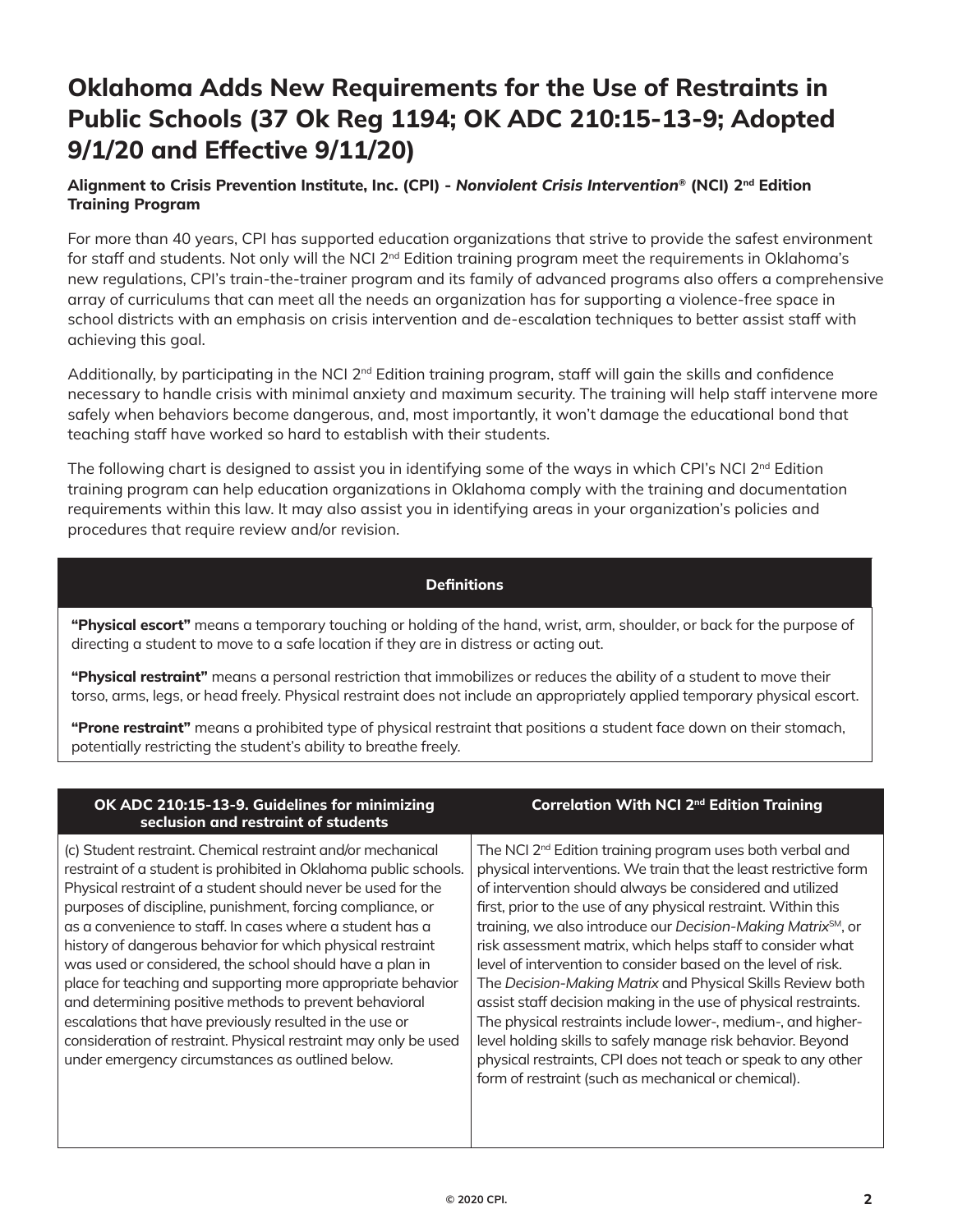# Oklahoma Adds New Requirements for the Use of Restraints in Public Schools (37 Ok Reg 1194; OK ADC 210:15-13-9; Adopted 9/1/20 and Effective 9/11/20)

**Alignment to Crisis Prevention Institute, Inc. (CPI) - *Nonviolent Crisis Intervention*® (NCI) 2nd Edition Training Program**

For more than 40 years, CPI has supported education organizations that strive to provide the safest environment for staff and students. Not only will the NCI 2nd Edition training program meet the requirements in Oklahoma's new regulations, CPI's train-the-trainer program and its family of advanced programs also offers a comprehensive array of curriculums that can meet all the needs an organization has for supporting a violence-free space in school districts with an emphasis on crisis intervention and de-escalation techniques to better assist staff with achieving this goal.

Additionally, by participating in the NCI 2nd Edition training program, staff will gain the skills and confidence necessary to handle crisis with minimal anxiety and maximum security. The training will help staff intervene more safely when behaviors become dangerous, and, most importantly, it won't damage the educational bond that teaching staff have worked so hard to establish with their students.

The following chart is designed to assist you in identifying some of the ways in which CPI's NCI 2nd Edition training program can help education organizations in Oklahoma comply with the training and documentation requirements within this law. It may also assist you in identifying areas in your organization's policies and procedures that require review and/or revision.

| Definitions |
|---|
| **"Physical escort"** means a temporary touching or holding of the hand, wrist, arm, shoulder, or back for the purpose of directing a student to move to a safe location if they are in distress or acting out. |
| **"Physical restraint"** means a personal restriction that immobilizes or reduces the ability of a student to move their torso, arms, legs, or head freely. Physical restraint does not include an appropriately applied temporary physical escort. |
| **"Prone restraint"** means a prohibited type of physical restraint that positions a student face down on their stomach, potentially restricting the student's ability to breathe freely. |

| OK ADC 210:15-13-9. Guidelines for minimizing seclusion and restraint of students | Correlation With NCI 2nd Edition Training |
|---|---|
| (c) Student restraint. Chemical restraint and/or mechanical restraint of a student is prohibited in Oklahoma public schools. Physical restraint of a student should never be used for the purposes of discipline, punishment, forcing compliance, or as a convenience to staff. In cases where a student has a history of dangerous behavior for which physical restraint was used or considered, the school should have a plan in place for teaching and supporting more appropriate behavior and determining positive methods to prevent behavioral escalations that have previously resulted in the use or consideration of restraint. Physical restraint may only be used under emergency circumstances as outlined below. | The NCI 2nd Edition training program uses both verbal and physical interventions. We train that the least restrictive form of intervention should always be considered and utilized first, prior to the use of any physical restraint. Within this training, we also introduce our *Decision-Making Matrix*SM, or risk assessment matrix, which helps staff to consider what level of intervention to consider based on the level of risk. The *Decision-Making Matrix* and Physical Skills Review both assist staff decision making in the use of physical restraints. The physical restraints include lower-, medium-, and higher-level holding skills to safely manage risk behavior. Beyond physical restraints, CPI does not teach or speak to any other form of restraint (such as mechanical or chemical). |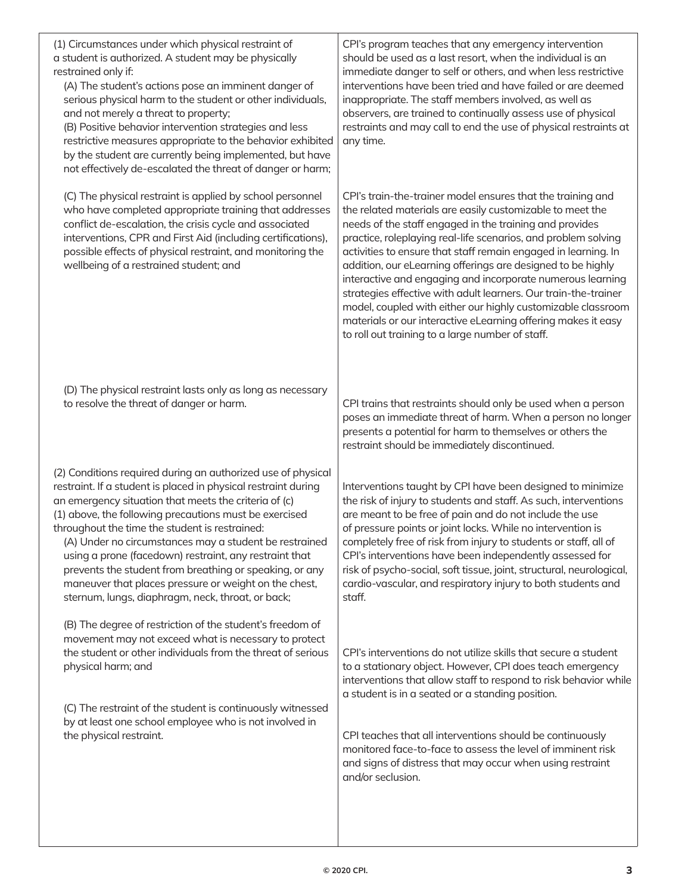| | |
|---|---|
| (1) Circumstances under which physical restraint of a student is authorized. A student may be physically restrained only if:<br>(A) The student's actions pose an imminent danger of serious physical harm to the student or other individuals, and not merely a threat to property;<br>(B) Positive behavior intervention strategies and less restrictive measures appropriate to the behavior exhibited by the student are currently being implemented, but have not effectively de-escalated the threat of danger or harm; | CPI's program teaches that any emergency intervention should be used as a last resort, when the individual is an immediate danger to self or others, and when less restrictive interventions have been tried and have failed or are deemed inappropriate. The staff members involved, as well as observers, are trained to continually assess use of physical restraints and may call to end the use of physical restraints at any time. |
| (C) The physical restraint is applied by school personnel who have completed appropriate training that addresses conflict de-escalation, the crisis cycle and associated interventions, CPR and First Aid (including certifications), possible effects of physical restraint, and monitoring the wellbeing of a restrained student; and | CPI's train-the-trainer model ensures that the training and the related materials are easily customizable to meet the needs of the staff engaged in the training and provides practice, roleplaying real-life scenarios, and problem solving activities to ensure that staff remain engaged in learning. In addition, our eLearning offerings are designed to be highly interactive and engaging and incorporate numerous learning strategies effective with adult learners. Our train-the-trainer model, coupled with either our highly customizable classroom materials or our interactive eLearning offering makes it easy to roll out training to a large number of staff. |
| (D) The physical restraint lasts only as long as necessary to resolve the threat of danger or harm. | CPI trains that restraints should only be used when a person poses an immediate threat of harm. When a person no longer presents a potential for harm to themselves or others the restraint should be immediately discontinued. |
| (2) Conditions required during an authorized use of physical restraint. If a student is placed in physical restraint during an emergency situation that meets the criteria of (c)(1) above, the following precautions must be exercised throughout the time the student is restrained:<br>(A) Under no circumstances may a student be restrained using a prone (facedown) restraint, any restraint that prevents the student from breathing or speaking, or any maneuver that places pressure or weight on the chest, sternum, lungs, diaphragm, neck, throat, or back; | Interventions taught by CPI have been designed to minimize the risk of injury to students and staff. As such, interventions are meant to be free of pain and do not include the use of pressure points or joint locks. While no intervention is completely free of risk from injury to students or staff, all of CPI's interventions have been independently assessed for risk of psycho-social, soft tissue, joint, structural, neurological, cardio-vascular, and respiratory injury to both students and staff. |
| (B) The degree of restriction of the student's freedom of movement may not exceed what is necessary to protect the student or other individuals from the threat of serious physical harm; and | CPI's interventions do not utilize skills that secure a student to a stationary object. However, CPI does teach emergency interventions that allow staff to respond to risk behavior while a student is in a seated or a standing position. |
| (C) The restraint of the student is continuously witnessed by at least one school employee who is not involved in the physical restraint. | CPI teaches that all interventions should be continuously monitored face-to-face to assess the level of imminent risk and signs of distress that may occur when using restraint and/or seclusion. |

© 2020 CPI.